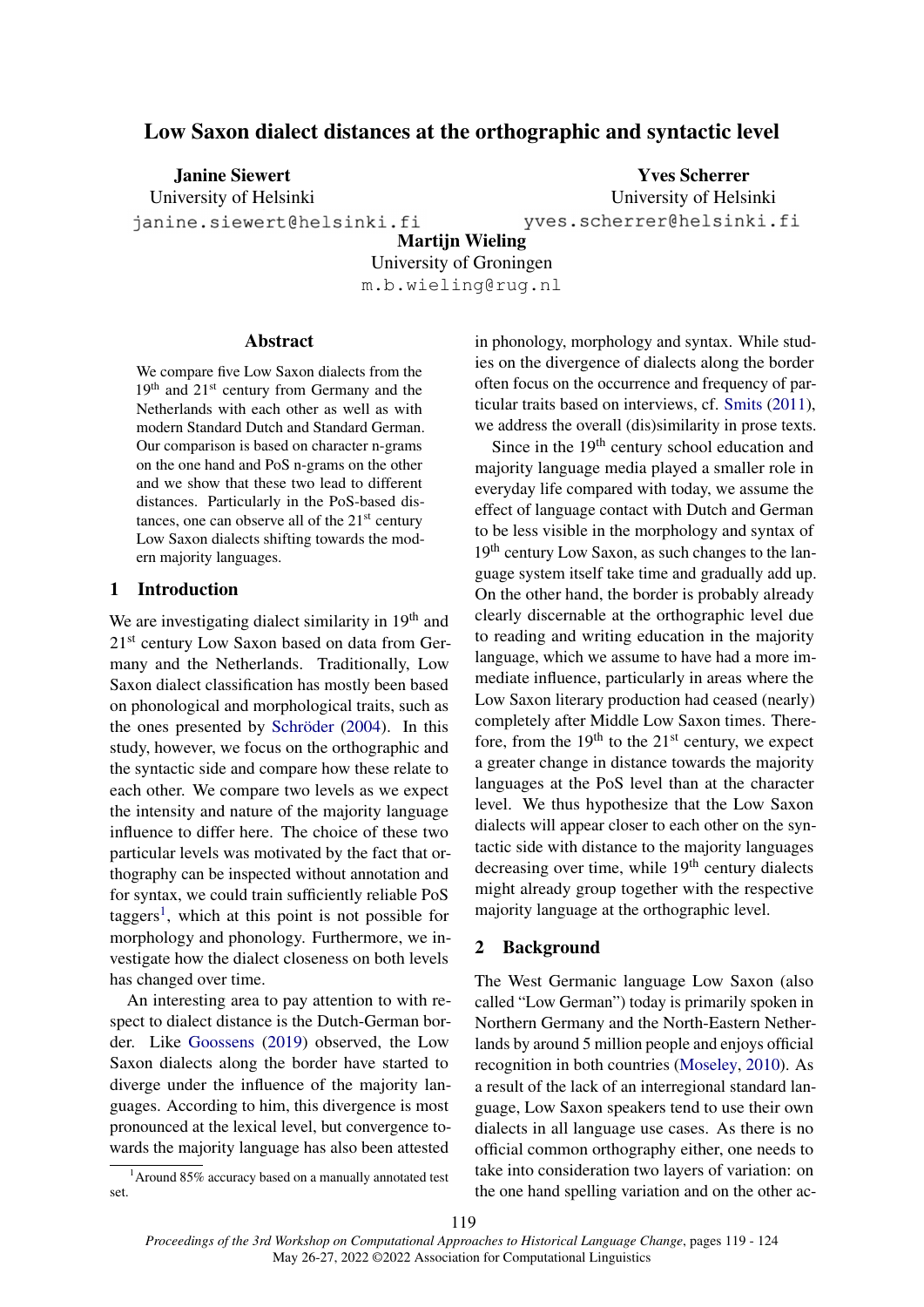# Low Saxon dialect distances at the orthographic and syntactic level

**Janine Siewert**
University of Helsinki
janine.siewert@helsinki.fi

**Yves Scherrer**
University of Helsinki
yves.scherrer@helsinki.fi

**Martijn Wieling**
University of Groningen
m.b.wieling@rug.nl

## Abstract

We compare five Low Saxon dialects from the 19th and 21st century from Germany and the Netherlands with each other as well as with modern Standard Dutch and Standard German. Our comparison is based on character n-grams on the one hand and PoS n-grams on the other and we show that these two lead to different distances. Particularly in the PoS-based distances, one can observe all of the 21st century Low Saxon dialects shifting towards the modern majority languages.

## 1 Introduction

We are investigating dialect similarity in 19th and 21st century Low Saxon based on data from Germany and the Netherlands. Traditionally, Low Saxon dialect classification has mostly been based on phonological and morphological traits, such as the ones presented by Schröder (2004). In this study, however, we focus on the orthographic and the syntactic side and compare how these relate to each other. We compare two levels as we expect the intensity and nature of the majority language influence to differ here. The choice of these two particular levels was motivated by the fact that orthography can be inspected without annotation and for syntax, we could train sufficiently reliable PoS taggers[1], which at this point is not possible for morphology and phonology. Furthermore, we investigate how the dialect closeness on both levels has changed over time.

An interesting area to pay attention to with respect to dialect distance is the Dutch-German border. Like Goossens (2019) observed, the Low Saxon dialects along the border have started to diverge under the influence of the majority languages. According to him, this divergence is most pronounced at the lexical level, but convergence towards the majority language has also been attested in phonology, morphology and syntax. While studies on the divergence of dialects along the border often focus on the occurrence and frequency of particular traits based on interviews, cf. Smits (2011), we address the overall (dis)similarity in prose texts.

Since in the 19th century school education and majority language media played a smaller role in everyday life compared with today, we assume the effect of language contact with Dutch and German to be less visible in the morphology and syntax of 19th century Low Saxon, as such changes to the language system itself take time and gradually add up. On the other hand, the border is probably already clearly discernable at the orthographic level due to reading and writing education in the majority language, which we assume to have had a more immediate influence, particularly in areas where the Low Saxon literary production had ceased (nearly) completely after Middle Low Saxon times. Therefore, from the 19th to the 21st century, we expect a greater change in distance towards the majority languages at the PoS level than at the character level. We thus hypothesize that the Low Saxon dialects will appear closer to each other on the syntactic side with distance to the majority languages decreasing over time, while 19th century dialects might already group together with the respective majority language at the orthographic level.

## 2 Background

The West Germanic language Low Saxon (also called "Low German") today is primarily spoken in Northern Germany and the North-Eastern Netherlands by around 5 million people and enjoys official recognition in both countries (Moseley, 2010). As a result of the lack of an interregional standard language, Low Saxon speakers tend to use their own dialects in all language use cases. As there is no official common orthography either, one needs to take into consideration two layers of variation: on the one hand spelling variation and on the other ac-

[1] Around 85% accuracy based on a manually annotated test set.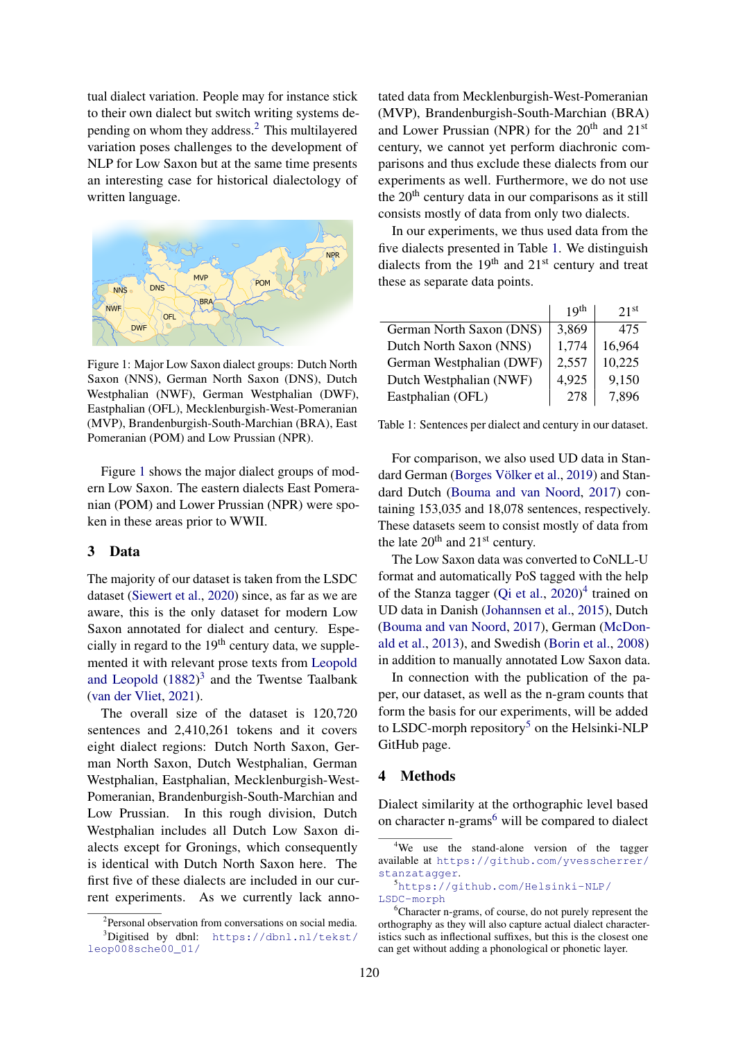tual dialect variation. People may for instance stick to their own dialect but switch writing systems depending on whom they address.[2] This multilayered variation poses challenges to the development of NLP for Low Saxon but at the same time presents an interesting case for historical dialectology of written language.

Figure 1: Major Low Saxon dialect groups: Dutch North Saxon (NNS), German North Saxon (DNS), Dutch Westphalian (NWF), German Westphalian (DWF), Eastphalian (OFL), Mecklenburgish-West-Pomeranian (MVP), Brandenburgish-South-Marchian (BRA), East Pomeranian (POM) and Low Prussian (NPR).

Figure 1 shows the major dialect groups of modern Low Saxon. The eastern dialects East Pomeranian (POM) and Lower Prussian (NPR) were spoken in these areas prior to WWII.

## 3 Data

The majority of our dataset is taken from the LSDC dataset (Siewert et al., 2020) since, as far as we are aware, this is the only dataset for modern Low Saxon annotated for dialect and century. Especially in regard to the 19th century data, we supplemented it with relevant prose texts from Leopold and Leopold (1882)[3] and the Twentse Taalbank (van der Vliet, 2021).

The overall size of the dataset is 120,720 sentences and 2,410,261 tokens and it covers eight dialect regions: Dutch North Saxon, German North Saxon, Dutch Westphalian, German Westphalian, Eastphalian, Mecklenburgish-West-Pomeranian, Brandenburgish-South-Marchian and Low Prussian. In this rough division, Dutch Westphalian includes all Dutch Low Saxon dialects except for Gronings, which consequently is identical with Dutch North Saxon here. The first five of these dialects are included in our current experiments. As we currently lack annotated data from Mecklenburgish-West-Pomeranian (MVP), Brandenburgish-South-Marchian (BRA) and Lower Prussian (NPR) for the 20th and 21st century, we cannot yet perform diachronic comparisons and thus exclude these dialects from our experiments as well. Furthermore, we do not use the 20th century data in our comparisons as it still consists mostly of data from only two dialects.

In our experiments, we thus used data from the five dialects presented in Table 1. We distinguish dialects from the 19th and 21st century and treat these as separate data points.

| | 19th | 21st |
|---|---|---|
| German North Saxon (DNS) | 3,869 | 475 |
| Dutch North Saxon (NNS) | 1,774 | 16,964 |
| German Westphalian (DWF) | 2,557 | 10,225 |
| Dutch Westphalian (NWF) | 4,925 | 9,150 |
| Eastphalian (OFL) | 278 | 7,896 |

Table 1: Sentences per dialect and century in our dataset.

For comparison, we also used UD data in Standard German (Borges Völker et al., 2019) and Standard Dutch (Bouma and van Noord, 2017) containing 153,035 and 18,078 sentences, respectively. These datasets seem to consist mostly of data from the late 20th and 21st century.

The Low Saxon data was converted to CoNLL-U format and automatically PoS tagged with the help of the Stanza tagger (Qi et al., 2020)[4] trained on UD data in Danish (Johannsen et al., 2015), Dutch (Bouma and van Noord, 2017), German (McDonald et al., 2013), and Swedish (Borin et al., 2008) in addition to manually annotated Low Saxon data.

In connection with the publication of the paper, our dataset, as well as the n-gram counts that form the basis for our experiments, will be added to LSDC-morph repository[5] on the Helsinki-NLP GitHub page.

## 4 Methods

Dialect similarity at the orthographic level based on character n-grams[6] will be compared to dialect

[2] Personal observation from conversations on social media.

[3] Digitised by dbnl: https://dbnl.nl/tekst/leop008sche00_01/

[4] We use the stand-alone version of the tagger available at https://github.com/yvesscherrer/stanzatagger.

[5] https://github.com/Helsinki-NLP/LSDC-morph

[6] Character n-grams, of course, do not purely represent the orthography as they will also capture actual dialect characteristics such as inflectional suffixes, but this is the closest one can get without adding a phonological or phonetic layer.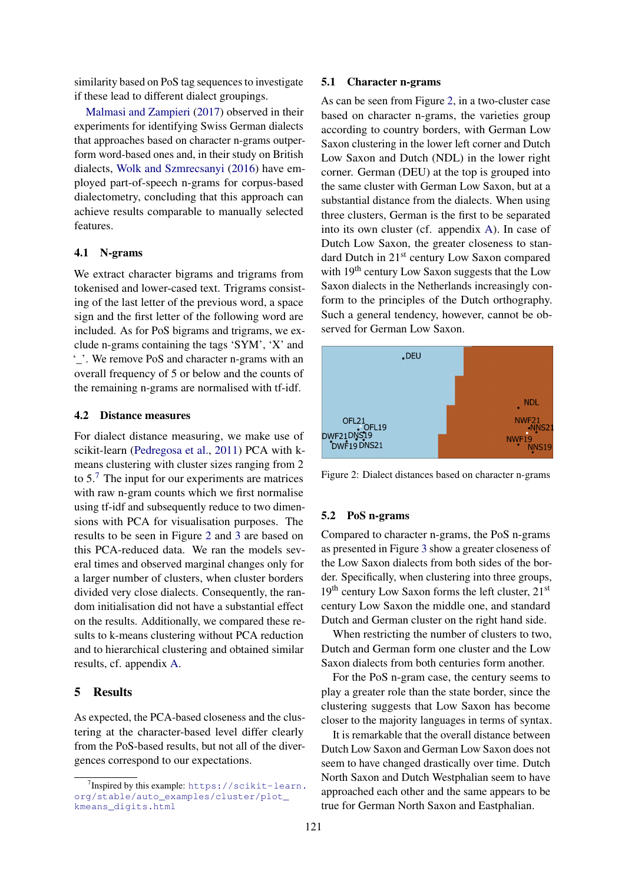similarity based on PoS tag sequences to investigate if these lead to different dialect groupings.

Malmasi and Zampieri (2017) observed in their experiments for identifying Swiss German dialects that approaches based on character n-grams outperform word-based ones and, in their study on British dialects, Wolk and Szmrecsanyi (2016) have employed part-of-speech n-grams for corpus-based dialectometry, concluding that this approach can achieve results comparable to manually selected features.

### 4.1 N-grams

We extract character bigrams and trigrams from tokenised and lower-cased text. Trigrams consisting of the last letter of the previous word, a space sign and the first letter of the following word are included. As for PoS bigrams and trigrams, we exclude n-grams containing the tags 'SYM', 'X' and '_'. We remove PoS and character n-grams with an overall frequency of 5 or below and the counts of the remaining n-grams are normalised with tf-idf.

### 4.2 Distance measures

For dialect distance measuring, we make use of scikit-learn (Pedregosa et al., 2011) PCA with k-means clustering with cluster sizes ranging from 2 to 5.[7] The input for our experiments are matrices with raw n-gram counts which we first normalise using tf-idf and subsequently reduce to two dimensions with PCA for visualisation purposes. The results to be seen in Figure 2 and 3 are based on this PCA-reduced data. We ran the models several times and observed marginal changes only for a larger number of clusters, when cluster borders divided very close dialects. Consequently, the random initialisation did not have a substantial effect on the results. Additionally, we compared these results to k-means clustering without PCA reduction and to hierarchical clustering and obtained similar results, cf. appendix A.

## 5 Results

As expected, the PCA-based closeness and the clustering at the character-based level differ clearly from the PoS-based results, but not all of the divergences correspond to our expectations.

### 5.1 Character n-grams

As can be seen from Figure 2, in a two-cluster case based on character n-grams, the varieties group according to country borders, with German Low Saxon clustering in the lower left corner and Dutch Low Saxon and Dutch (NDL) in the lower right corner. German (DEU) at the top is grouped into the same cluster with German Low Saxon, but at a substantial distance from the dialects. When using three clusters, German is the first to be separated into its own cluster (cf. appendix A). In case of Dutch Low Saxon, the greater closeness to standard Dutch in 21$^{st}$ century Low Saxon compared with 19$^{th}$ century Low Saxon suggests that the Low Saxon dialects in the Netherlands increasingly conform to the principles of the Dutch orthography. Such a general tendency, however, cannot be observed for German Low Saxon.

Figure 2: Dialect distances based on character n-grams

### 5.2 PoS n-grams

Compared to character n-grams, the PoS n-grams as presented in Figure 3 show a greater closeness of the Low Saxon dialects from both sides of the border. Specifically, when clustering into three groups, 19$^{th}$ century Low Saxon forms the left cluster, 21$^{st}$ century Low Saxon the middle one, and standard Dutch and German cluster on the right hand side.

When restricting the number of clusters to two, Dutch and German form one cluster and the Low Saxon dialects from both centuries form another.

For the PoS n-gram case, the century seems to play a greater role than the state border, since the clustering suggests that Low Saxon has become closer to the majority languages in terms of syntax.

It is remarkable that the overall distance between Dutch Low Saxon and German Low Saxon does not seem to have changed drastically over time. Dutch North Saxon and Dutch Westphalian seem to have approached each other and the same appears to be true for German North Saxon and Eastphalian.

[7] Inspired by this example: https://scikit-learn.org/stable/auto_examples/cluster/plot_kmeans_digits.html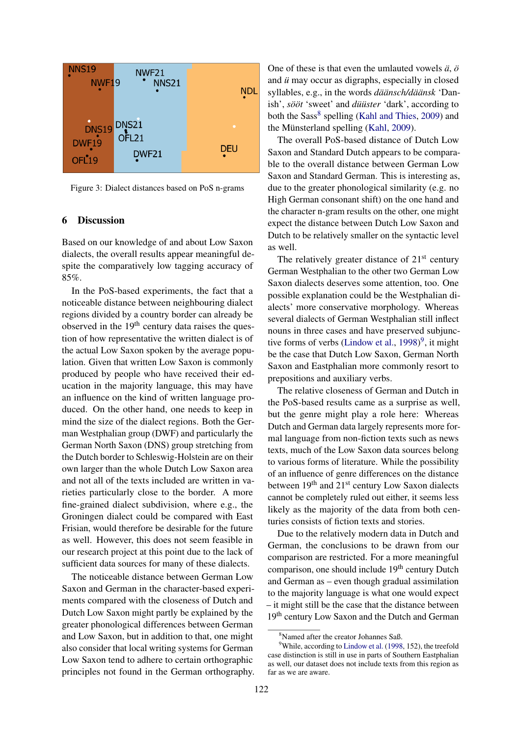Figure 3: Dialect distances based on PoS n-grams

## 6 Discussion

Based on our knowledge of and about Low Saxon dialects, the overall results appear meaningful despite the comparatively low tagging accuracy of 85%.

In the PoS-based experiments, the fact that a noticeable distance between neighbouring dialect regions divided by a country border can already be observed in the 19th century data raises the question of how representative the written dialect is of the actual Low Saxon spoken by the average population. Given that written Low Saxon is commonly produced by people who have received their education in the majority language, this may have an influence on the kind of written language produced. On the other hand, one needs to keep in mind the size of the dialect regions. Both the German Westphalian group (DWF) and particularly the German North Saxon (DNS) group stretching from the Dutch border to Schleswig-Holstein are on their own larger than the whole Dutch Low Saxon area and not all of the texts included are written in varieties particularly close to the border. A more fine-grained dialect subdivision, where e.g., the Groningen dialect could be compared with East Frisian, would therefore be desirable for the future as well. However, this does not seem feasible in our research project at this point due to the lack of sufficient data sources for many of these dialects.

The noticeable distance between German Low Saxon and German in the character-based experiments compared with the closeness of Dutch and Dutch Low Saxon might partly be explained by the greater phonological differences between German and Low Saxon, but in addition to that, one might also consider that local writing systems for German Low Saxon tend to adhere to certain orthographic principles not found in the German orthography. One of these is that even the umlauted vowels *ä*, *ö* and *ü* may occur as digraphs, especially in closed syllables, e.g., in the words *däänsch/däänsk* 'Danish', *sööt* 'sweet' and *düüster* 'dark', according to both the Sass[8] spelling (Kahl and Thies, 2009) and the Münsterland spelling (Kahl, 2009).

The overall PoS-based distance of Dutch Low Saxon and Standard Dutch appears to be comparable to the overall distance between German Low Saxon and Standard German. This is interesting as, due to the greater phonological similarity (e.g. no High German consonant shift) on the one hand and the character n-gram results on the other, one might expect the distance between Dutch Low Saxon and Dutch to be relatively smaller on the syntactic level as well.

The relatively greater distance of 21st century German Westphalian to the other two German Low Saxon dialects deserves some attention, too. One possible explanation could be the Westphalian dialects' more conservative morphology. Whereas several dialects of German Westphalian still inflect nouns in three cases and have preserved subjunctive forms of verbs (Lindow et al., 1998)[9], it might be the case that Dutch Low Saxon, German North Saxon and Eastphalian more commonly resort to prepositions and auxiliary verbs.

The relative closeness of German and Dutch in the PoS-based results came as a surprise as well, but the genre might play a role here: Whereas Dutch and German data largely represents more formal language from non-fiction texts such as news texts, much of the Low Saxon data sources belong to various forms of literature. While the possibility of an influence of genre differences on the distance between 19th and 21st century Low Saxon dialects cannot be completely ruled out either, it seems less likely as the majority of the data from both centuries consists of fiction texts and stories.

Due to the relatively modern data in Dutch and German, the conclusions to be drawn from our comparison are restricted. For a more meaningful comparison, one should include 19th century Dutch and German as – even though gradual assimilation to the majority language is what one would expect – it might still be the case that the distance between 19th century Low Saxon and the Dutch and German

[8] Named after the creator Johannes Saß.

[9] While, according to Lindow et al. (1998, 152), the treefold case distinction is still in use in parts of Southern Eastphalian as well, our dataset does not include texts from this region as far as we are aware.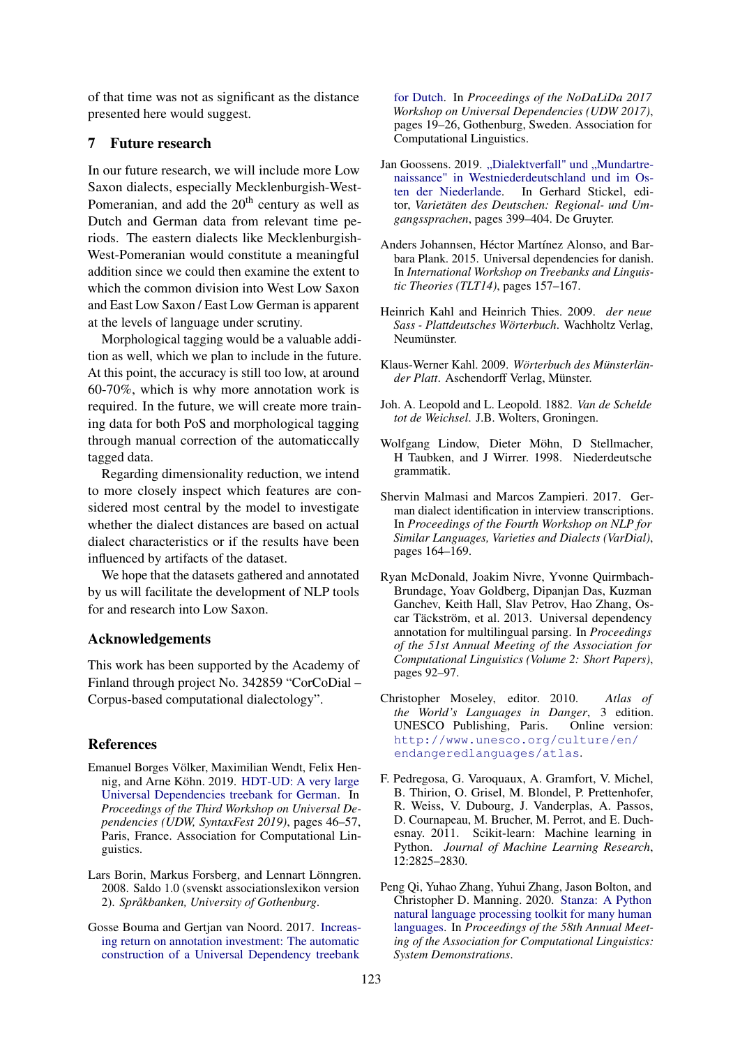of that time was not as significant as the distance presented here would suggest.

## 7 Future research

In our future research, we will include more Low Saxon dialects, especially Mecklenburgish-West-Pomeranian, and add the 20th century as well as Dutch and German data from relevant time periods. The eastern dialects like Mecklenburgish-West-Pomeranian would constitute a meaningful addition since we could then examine the extent to which the common division into West Low Saxon and East Low Saxon / East Low German is apparent at the levels of language under scrutiny.

Morphological tagging would be a valuable addition as well, which we plan to include in the future. At this point, the accuracy is still too low, at around 60-70%, which is why more annotation work is required. In the future, we will create more training data for both PoS and morphological tagging through manual correction of the automaticcally tagged data.

Regarding dimensionality reduction, we intend to more closely inspect which features are considered most central by the model to investigate whether the dialect distances are based on actual dialect characteristics or if the results have been influenced by artifacts of the dataset.

We hope that the datasets gathered and annotated by us will facilitate the development of NLP tools for and research into Low Saxon.

## Acknowledgements

This work has been supported by the Academy of Finland through project No. 342859 "CorCoDial – Corpus-based computational dialectology".

## References

Emanuel Borges Völker, Maximilian Wendt, Felix Hennig, and Arne Köhn. 2019. HDT-UD: A very large Universal Dependencies treebank for German. In *Proceedings of the Third Workshop on Universal Dependencies (UDW, SyntaxFest 2019)*, pages 46–57, Paris, France. Association for Computational Linguistics.

Lars Borin, Markus Forsberg, and Lennart Lönngren. 2008. Saldo 1.0 (svenskt associationslexikon version 2). *Språkbanken, University of Gothenburg*.

Gosse Bouma and Gertjan van Noord. 2017. Increasing return on annotation investment: The automatic construction of a Universal Dependency treebank for Dutch. In *Proceedings of the NoDaLiDa 2017 Workshop on Universal Dependencies (UDW 2017)*, pages 19–26, Gothenburg, Sweden. Association for Computational Linguistics.

Jan Goossens. 2019. „Dialektverfall" und „Mundartrenaissance" in Westniederdeutschland und im Osten der Niederlande. In Gerhard Stickel, editor, *Varietäten des Deutschen: Regional- und Umgangssprachen*, pages 399–404. De Gruyter.

Anders Johannsen, Héctor Martínez Alonso, and Barbara Plank. 2015. Universal dependencies for danish. In *International Workshop on Treebanks and Linguistic Theories (TLT14)*, pages 157–167.

Heinrich Kahl and Heinrich Thies. 2009. *der neue Sass - Plattdeutsches Wörterbuch*. Wachholtz Verlag, Neumünster.

Klaus-Werner Kahl. 2009. *Wörterbuch des Münsterländer Platt*. Aschendorff Verlag, Münster.

Joh. A. Leopold and L. Leopold. 1882. *Van de Schelde tot de Weichsel*. J.B. Wolters, Groningen.

Wolfgang Lindow, Dieter Möhn, D Stellmacher, H Taubken, and J Wirrer. 1998. Niederdeutsche grammatik.

Shervin Malmasi and Marcos Zampieri. 2017. German dialect identification in interview transcriptions. In *Proceedings of the Fourth Workshop on NLP for Similar Languages, Varieties and Dialects (VarDial)*, pages 164–169.

Ryan McDonald, Joakim Nivre, Yvonne Quirmbach-Brundage, Yoav Goldberg, Dipanjan Das, Kuzman Ganchev, Keith Hall, Slav Petrov, Hao Zhang, Oscar Täckström, et al. 2013. Universal dependency annotation for multilingual parsing. In *Proceedings of the 51st Annual Meeting of the Association for Computational Linguistics (Volume 2: Short Papers)*, pages 92–97.

Christopher Moseley, editor. 2010. *Atlas of the World's Languages in Danger*, 3 edition. UNESCO Publishing, Paris. Online version: http://www.unesco.org/culture/en/endangeredlanguages/atlas.

F. Pedregosa, G. Varoquaux, A. Gramfort, V. Michel, B. Thirion, O. Grisel, M. Blondel, P. Prettenhofer, R. Weiss, V. Dubourg, J. Vanderplas, A. Passos, D. Cournapeau, M. Brucher, M. Perrot, and E. Duchesnay. 2011. Scikit-learn: Machine learning in Python. *Journal of Machine Learning Research*, 12:2825–2830.

Peng Qi, Yuhao Zhang, Yuhui Zhang, Jason Bolton, and Christopher D. Manning. 2020. Stanza: A Python natural language processing toolkit for many human languages. In *Proceedings of the 58th Annual Meeting of the Association for Computational Linguistics: System Demonstrations*.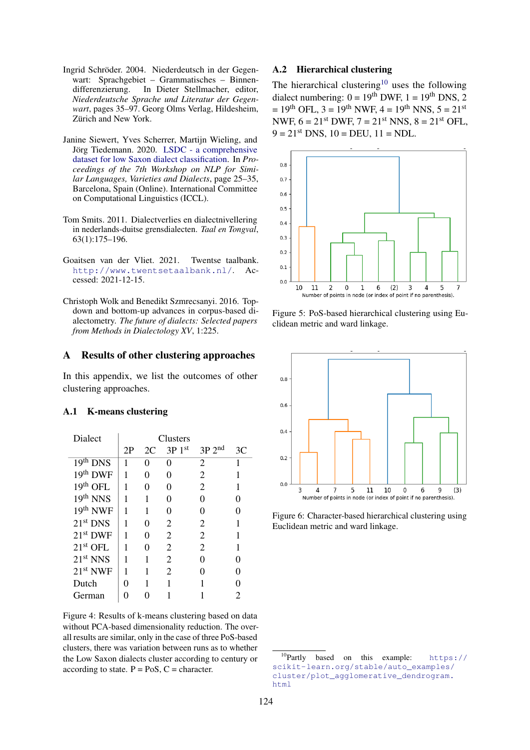Ingrid Schröder. 2004. Niederdeutsch in der Gegenwart: Sprachgebiet – Grammatisches – Binnendifferenzierung. In Dieter Stellmacher, editor, *Niederdeutsche Sprache und Literatur der Gegenwart*, pages 35–97. Georg Olms Verlag, Hildesheim, Zürich and New York.

Janine Siewert, Yves Scherrer, Martijn Wieling, and Jörg Tiedemann. 2020. LSDC - a comprehensive dataset for low Saxon dialect classification. In *Proceedings of the 7th Workshop on NLP for Similar Languages, Varieties and Dialects*, page 25–35, Barcelona, Spain (Online). International Committee on Computational Linguistics (ICCL).

Tom Smits. 2011. Dialectverlies en dialectnivellering in nederlands-duitse grensdialecten. *Taal en Tongval*, 63(1):175–196.

Goaitsen van der Vliet. 2021. Twentse taalbank. http://www.twentsetaalbank.nl/. Accessed: 2021-12-15.

Christoph Wolk and Benedikt Szmrecsanyi. 2016. Top-down and bottom-up advances in corpus-based dialectometry. *The future of dialects: Selected papers from Methods in Dialectology XV*, 1:225.

# A Results of other clustering approaches

In this appendix, we list the outcomes of other clustering approaches.

## A.1 K-means clustering

| Dialect | Clusters | | | | |
|---|---|---|---|---|---|
| | 2P | 2C | 3P 1st | 3P 2nd | 3C |
| 19th DNS | 1 | 0 | 0 | 2 | 1 |
| 19th DWF | 1 | 0 | 0 | 2 | 1 |
| 19th OFL | 1 | 0 | 0 | 2 | 1 |
| 19th NNS | 1 | 1 | 0 | 0 | 0 |
| 19th NWF | 1 | 1 | 0 | 0 | 0 |
| 21st DNS | 1 | 0 | 2 | 2 | 1 |
| 21st DWF | 1 | 0 | 2 | 2 | 1 |
| 21st OFL | 1 | 0 | 2 | 2 | 1 |
| 21st NNS | 1 | 1 | 2 | 0 | 0 |
| 21st NWF | 1 | 1 | 2 | 0 | 0 |
| Dutch | 0 | 1 | 1 | 1 | 0 |
| German | 0 | 0 | 1 | 1 | 2 |

Figure 4: Results of k-means clustering based on data without PCA-based dimensionality reduction. The overall results are similar, only in the case of three PoS-based clusters, there was variation between runs as to whether the Low Saxon dialects cluster according to century or according to state. P = PoS, C = character.

## A.2 Hierarchical clustering

The hierarchical clustering[10] uses the following dialect numbering: 0 = 19th DWF, 1 = 19th DNS, 2 = 19th OFL, 3 = 19th NWF, 4 = 19th NNS, 5 = 21st NWF, 6 = 21st DWF, 7 = 21st NNS, 8 = 21st OFL, 9 = 21st DNS, 10 = DEU, 11 = NDL.

0.8
0.7
0.6
0.5
0.4
0.3
0.2
0.1
0.0
10 11 2 0 1 6 (2) 3 4 5 7
Number of points in node (or index of point if no parenthesis).

Figure 5: PoS-based hierarchical clustering using Euclidean metric and ward linkage.

0.8
0.6
0.4
0.2
0.0
3 4 7 5 11 10 0 6 9 (3)
Number of points in node (or index of point if no parenthesis).

Figure 6: Character-based hierarchical clustering using Euclidean metric and ward linkage.

[10] Partly based on this example: https://scikit-learn.org/stable/auto_examples/cluster/plot_agglomerative_dendrogram.html